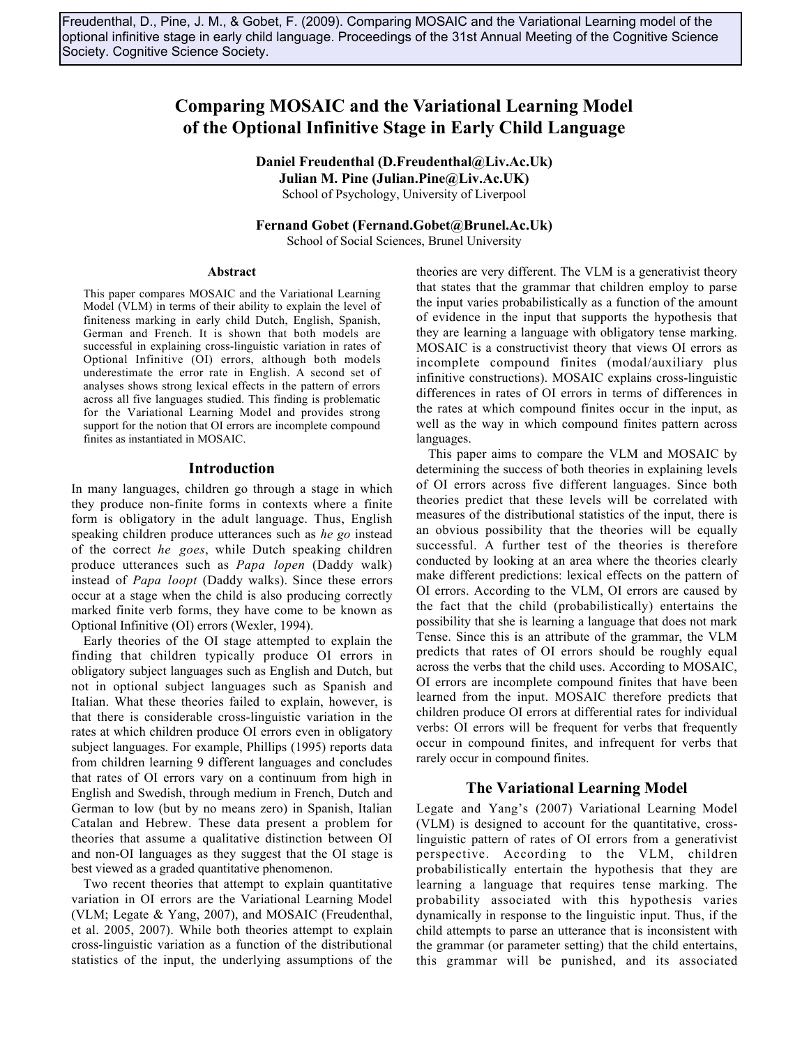Freudenthal, D., Pine, J. M., & Gobet, F. (2009). Comparing MOSAIC and the Variational Learning model of the optional infinitive stage in early child language. Proceedings of the 31st Annual Meeting of the Cognitive Science Society. Cognitive Science Society.

# Comparing MOSAIC and the Variational Learning Model of the Optional Infinitive Stage in Early Child Language

**Daniel Freudenthal (D.Freudenthal@Liv.Ac.Uk)**
**Julian M. Pine (Julian.Pine@Liv.Ac.UK)**
School of Psychology, University of Liverpool

**Fernand Gobet (Fernand.Gobet@Brunel.Ac.Uk)**
School of Social Sciences, Brunel University

## Abstract

This paper compares MOSAIC and the Variational Learning Model (VLM) in terms of their ability to explain the level of finiteness marking in early child Dutch, English, Spanish, German and French. It is shown that both models are successful in explaining cross-linguistic variation in rates of Optional Infinitive (OI) errors, although both models underestimate the error rate in English. A second set of analyses shows strong lexical effects in the pattern of errors across all five languages studied. This finding is problematic for the Variational Learning Model and provides strong support for the notion that OI errors are incomplete compound finites as instantiated in MOSAIC.

## Introduction

In many languages, children go through a stage in which they produce non-finite forms in contexts where a finite form is obligatory in the adult language. Thus, English speaking children produce utterances such as *he go* instead of the correct *he goes*, while Dutch speaking children produce utterances such as *Papa lopen* (Daddy walk) instead of *Papa loopt* (Daddy walks). Since these errors occur at a stage when the child is also producing correctly marked finite verb forms, they have come to be known as Optional Infinitive (OI) errors (Wexler, 1994).

Early theories of the OI stage attempted to explain the finding that children typically produce OI errors in obligatory subject languages such as English and Dutch, but not in optional subject languages such as Spanish and Italian. What these theories failed to explain, however, is that there is considerable cross-linguistic variation in the rates at which children produce OI errors even in obligatory subject languages. For example, Phillips (1995) reports data from children learning 9 different languages and concludes that rates of OI errors vary on a continuum from high in English and Swedish, through medium in French, Dutch and German to low (but by no means zero) in Spanish, Italian Catalan and Hebrew. These data present a problem for theories that assume a qualitative distinction between OI and non-OI languages as they suggest that the OI stage is best viewed as a graded quantitative phenomenon.

Two recent theories that attempt to explain quantitative variation in OI errors are the Variational Learning Model (VLM; Legate & Yang, 2007), and MOSAIC (Freudenthal, et al. 2005, 2007). While both theories attempt to explain cross-linguistic variation as a function of the distributional statistics of the input, the underlying assumptions of the theories are very different. The VLM is a generativist theory that states that the grammar that children employ to parse the input varies probabilistically as a function of the amount of evidence in the input that supports the hypothesis that they are learning a language with obligatory tense marking. MOSAIC is a constructivist theory that views OI errors as incomplete compound finites (modal/auxiliary plus infinitive constructions). MOSAIC explains cross-linguistic differences in rates of OI errors in terms of differences in the rates at which compound finites occur in the input, as well as the way in which compound finites pattern across languages.

This paper aims to compare the VLM and MOSAIC by determining the success of both theories in explaining levels of OI errors across five different languages. Since both theories predict that these levels will be correlated with measures of the distributional statistics of the input, there is an obvious possibility that the theories will be equally successful. A further test of the theories is therefore conducted by looking at an area where the theories clearly make different predictions: lexical effects on the pattern of OI errors. According to the VLM, OI errors are caused by the fact that the child (probabilistically) entertains the possibility that she is learning a language that does not mark Tense. Since this is an attribute of the grammar, the VLM predicts that rates of OI errors should be roughly equal across the verbs that the child uses. According to MOSAIC, OI errors are incomplete compound finites that have been learned from the input. MOSAIC therefore predicts that children produce OI errors at differential rates for individual verbs: OI errors will be frequent for verbs that frequently occur in compound finites, and infrequent for verbs that rarely occur in compound finites.

## The Variational Learning Model

Legate and Yang's (2007) Variational Learning Model (VLM) is designed to account for the quantitative, cross-linguistic pattern of rates of OI errors from a generativist perspective. According to the VLM, children probabilistically entertain the hypothesis that they are learning a language that requires tense marking. The probability associated with this hypothesis varies dynamically in response to the linguistic input. Thus, if the child attempts to parse an utterance that is inconsistent with the grammar (or parameter setting) that the child entertains, this grammar will be punished, and its associated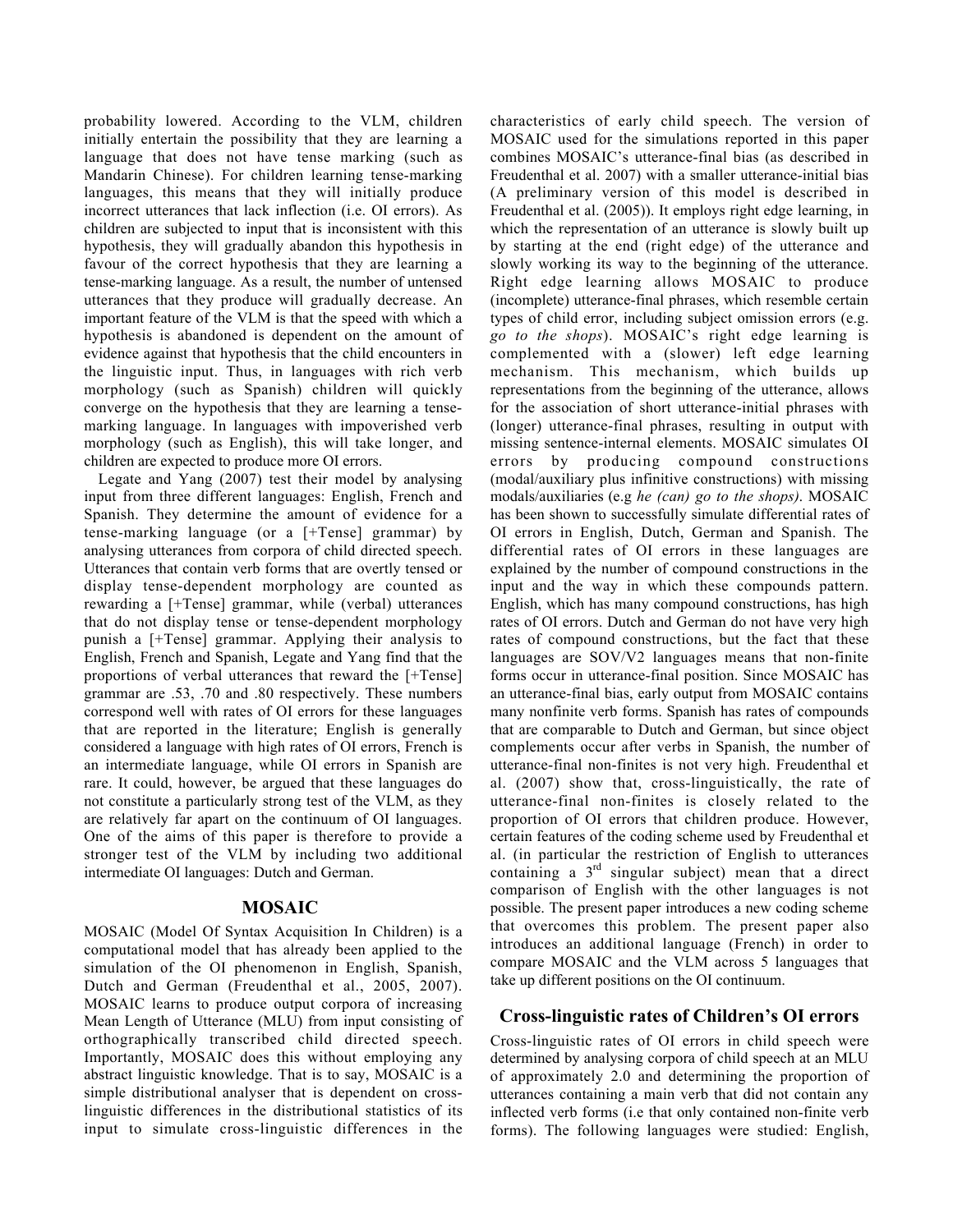probability lowered. According to the VLM, children initially entertain the possibility that they are learning a language that does not have tense marking (such as Mandarin Chinese). For children learning tense-marking languages, this means that they will initially produce incorrect utterances that lack inflection (i.e. OI errors). As children are subjected to input that is inconsistent with this hypothesis, they will gradually abandon this hypothesis in favour of the correct hypothesis that they are learning a tense-marking language. As a result, the number of untensed utterances that they produce will gradually decrease. An important feature of the VLM is that the speed with which a hypothesis is abandoned is dependent on the amount of evidence against that hypothesis that the child encounters in the linguistic input. Thus, in languages with rich verb morphology (such as Spanish) children will quickly converge on the hypothesis that they are learning a tense-marking language. In languages with impoverished verb morphology (such as English), this will take longer, and children are expected to produce more OI errors.

Legate and Yang (2007) test their model by analysing input from three different languages: English, French and Spanish. They determine the amount of evidence for a tense-marking language (or a [+Tense] grammar) by analysing utterances from corpora of child directed speech. Utterances that contain verb forms that are overtly tensed or display tense-dependent morphology are counted as rewarding a [+Tense] grammar, while (verbal) utterances that do not display tense or tense-dependent morphology punish a [+Tense] grammar. Applying their analysis to English, French and Spanish, Legate and Yang find that the proportions of verbal utterances that reward the [+Tense] grammar are .53, .70 and .80 respectively. These numbers correspond well with rates of OI errors for these languages that are reported in the literature; English is generally considered a language with high rates of OI errors, French is an intermediate language, while OI errors in Spanish are rare. It could, however, be argued that these languages do not constitute a particularly strong test of the VLM, as they are relatively far apart on the continuum of OI languages. One of the aims of this paper is therefore to provide a stronger test of the VLM by including two additional intermediate OI languages: Dutch and German.

## MOSAIC

MOSAIC (Model Of Syntax Acquisition In Children) is a computational model that has already been applied to the simulation of the OI phenomenon in English, Spanish, Dutch and German (Freudenthal et al., 2005, 2007). MOSAIC learns to produce output corpora of increasing Mean Length of Utterance (MLU) from input consisting of orthographically transcribed child directed speech. Importantly, MOSAIC does this without employing any abstract linguistic knowledge. That is to say, MOSAIC is a simple distributional analyser that is dependent on cross-linguistic differences in the distributional statistics of its input to simulate cross-linguistic differences in the characteristics of early child speech. The version of MOSAIC used for the simulations reported in this paper combines MOSAIC's utterance-final bias (as described in Freudenthal et al. 2007) with a smaller utterance-initial bias (A preliminary version of this model is described in Freudenthal et al. (2005)). It employs right edge learning, in which the representation of an utterance is slowly built up by starting at the end (right edge) of the utterance and slowly working its way to the beginning of the utterance. Right edge learning allows MOSAIC to produce (incomplete) utterance-final phrases, which resemble certain types of child error, including subject omission errors (e.g. *go to the shops*). MOSAIC's right edge learning is complemented with a (slower) left edge learning mechanism. This mechanism, which builds up representations from the beginning of the utterance, allows for the association of short utterance-initial phrases with (longer) utterance-final phrases, resulting in output with missing sentence-internal elements. MOSAIC simulates OI errors by producing compound constructions (modal/auxiliary plus infinitive constructions) with missing modals/auxiliaries (e.g *he (can) go to the shops)*. MOSAIC has been shown to successfully simulate differential rates of OI errors in English, Dutch, German and Spanish. The differential rates of OI errors in these languages are explained by the number of compound constructions in the input and the way in which these compounds pattern. English, which has many compound constructions, has high rates of OI errors. Dutch and German do not have very high rates of compound constructions, but the fact that these languages are SOV/V2 languages means that non-finite forms occur in utterance-final position. Since MOSAIC has an utterance-final bias, early output from MOSAIC contains many nonfinite verb forms. Spanish has rates of compounds that are comparable to Dutch and German, but since object complements occur after verbs in Spanish, the number of utterance-final non-finites is not very high. Freudenthal et al. (2007) show that, cross-linguistically, the rate of utterance-final non-finites is closely related to the proportion of OI errors that children produce. However, certain features of the coding scheme used by Freudenthal et al. (in particular the restriction of English to utterances containing a 3rd singular subject) mean that a direct comparison of English with the other languages is not possible. The present paper introduces a new coding scheme that overcomes this problem. The present paper also introduces an additional language (French) in order to compare MOSAIC and the VLM across 5 languages that take up different positions on the OI continuum.

## Cross-linguistic rates of Children's OI errors

Cross-linguistic rates of OI errors in child speech were determined by analysing corpora of child speech at an MLU of approximately 2.0 and determining the proportion of utterances containing a main verb that did not contain any inflected verb forms (i.e that only contained non-finite verb forms). The following languages were studied: English,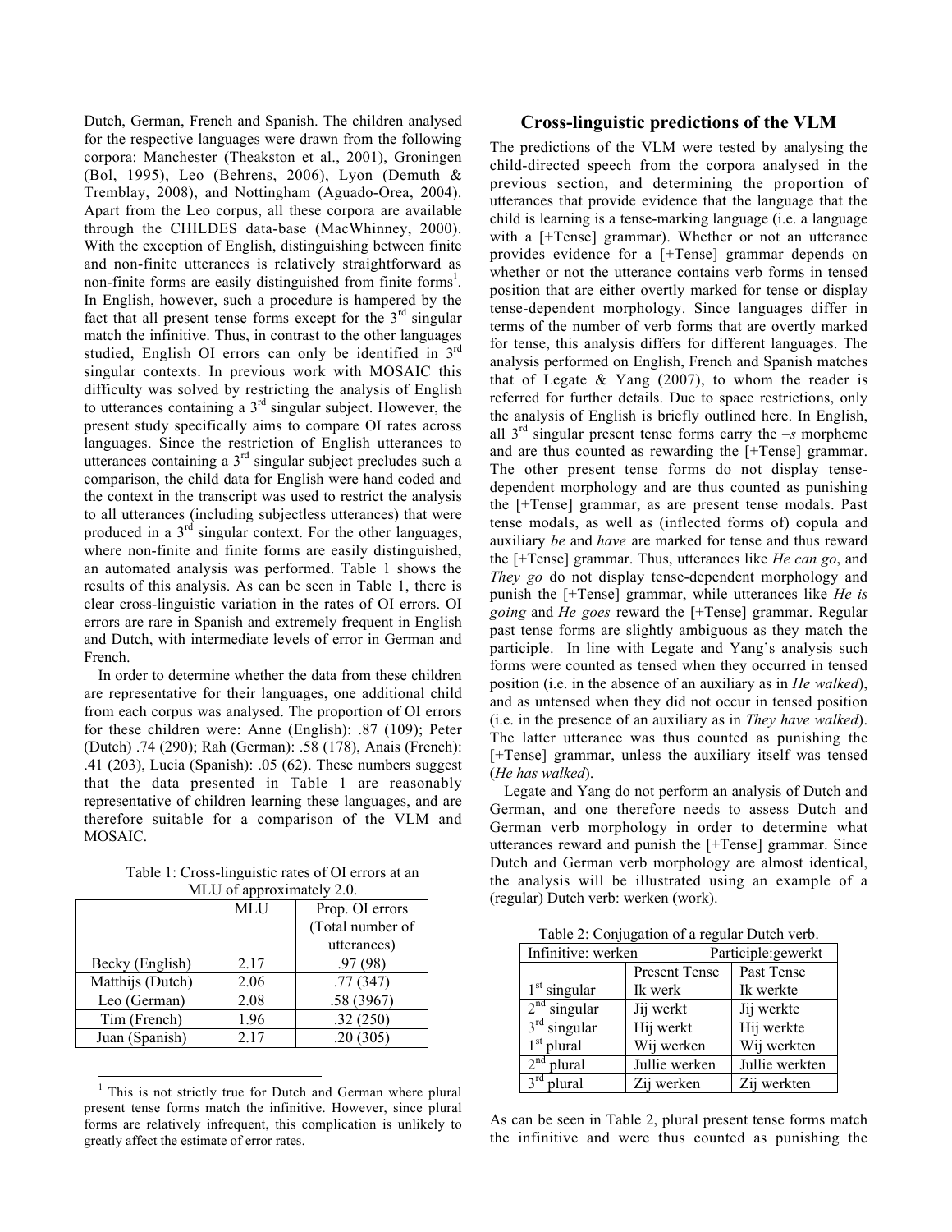Dutch, German, French and Spanish. The children analysed for the respective languages were drawn from the following corpora: Manchester (Theakston et al., 2001), Groningen (Bol, 1995), Leo (Behrens, 2006), Lyon (Demuth & Tremblay, 2008), and Nottingham (Aguado-Orea, 2004). Apart from the Leo corpus, all these corpora are available through the CHILDES data-base (MacWhinney, 2000). With the exception of English, distinguishing between finite and non-finite utterances is relatively straightforward as non-finite forms are easily distinguished from finite forms[1]. In English, however, such a procedure is hampered by the fact that all present tense forms except for the 3rd singular match the infinitive. Thus, in contrast to the other languages studied, English OI errors can only be identified in 3rd singular contexts. In previous work with MOSAIC this difficulty was solved by restricting the analysis of English to utterances containing a 3rd singular subject. However, the present study specifically aims to compare OI rates across languages. Since the restriction of English utterances to utterances containing a 3rd singular subject precludes such a comparison, the child data for English were hand coded and the context in the transcript was used to restrict the analysis to all utterances (including subjectless utterances) that were produced in a 3rd singular context. For the other languages, where non-finite and finite forms are easily distinguished, an automated analysis was performed. Table 1 shows the results of this analysis. As can be seen in Table 1, there is clear cross-linguistic variation in the rates of OI errors. OI errors are rare in Spanish and extremely frequent in English and Dutch, with intermediate levels of error in German and French.

In order to determine whether the data from these children are representative for their languages, one additional child from each corpus was analysed. The proportion of OI errors for these children were: Anne (English): .87 (109); Peter (Dutch) .74 (290); Rah (German): .58 (178), Anais (French): .41 (203), Lucia (Spanish): .05 (62). These numbers suggest that the data presented in Table 1 are reasonably representative of children learning these languages, and are therefore suitable for a comparison of the VLM and MOSAIC.

Table 1: Cross-linguistic rates of OI errors at an MLU of approximately 2.0.

| | MLU | Prop. OI errors (Total number of utterances) |
|---|---|---|
| Becky (English) | 2.17 | .97 (98) |
| Matthijs (Dutch) | 2.06 | .77 (347) |
| Leo (German) | 2.08 | .58 (3967) |
| Tim (French) | 1.96 | .32 (250) |
| Juan (Spanish) | 2.17 | .20 (305) |

[1] This is not strictly true for Dutch and German where plural present tense forms match the infinitive. However, since plural forms are relatively infrequent, this complication is unlikely to greatly affect the estimate of error rates.

## Cross-linguistic predictions of the VLM

The predictions of the VLM were tested by analysing the child-directed speech from the corpora analysed in the previous section, and determining the proportion of utterances that provide evidence that the language that the child is learning is a tense-marking language (i.e. a language with a [+Tense] grammar). Whether or not an utterance provides evidence for a [+Tense] grammar depends on whether or not the utterance contains verb forms in tensed position that are either overtly marked for tense or display tense-dependent morphology. Since languages differ in terms of the number of verb forms that are overtly marked for tense, this analysis differs for different languages. The analysis performed on English, French and Spanish matches that of Legate & Yang (2007), to whom the reader is referred for further details. Due to space restrictions, only the analysis of English is briefly outlined here. In English, all 3rd singular present tense forms carry the *–s* morpheme and are thus counted as rewarding the [+Tense] grammar. The other present tense forms do not display tense-dependent morphology and are thus counted as punishing the [+Tense] grammar, as are present tense modals. Past tense modals, as well as (inflected forms of) copula and auxiliary *be* and *have* are marked for tense and thus reward the [+Tense] grammar. Thus, utterances like *He can go*, and *They go* do not display tense-dependent morphology and punish the [+Tense] grammar, while utterances like *He is going* and *He goes* reward the [+Tense] grammar. Regular past tense forms are slightly ambiguous as they match the participle. In line with Legate and Yang's analysis such forms were counted as tensed when they occurred in tensed position (i.e. in the absence of an auxiliary as in *He walked*), and as untensed when they did not occur in tensed position (i.e. in the presence of an auxiliary as in *They have walked*). The latter utterance was thus counted as punishing the [+Tense] grammar, unless the auxiliary itself was tensed (*He has walked*).

Legate and Yang do not perform an analysis of Dutch and German, and one therefore needs to assess Dutch and German verb morphology in order to determine what utterances reward and punish the [+Tense] grammar. Since Dutch and German verb morphology are almost identical, the analysis will be illustrated using an example of a (regular) Dutch verb: werken (work).

Table 2: Conjugation of a regular Dutch verb.

| Infinitive: werken | | Participle:gewerkt |
|---|---|---|
| | Present Tense | Past Tense |
| 1st singular | Ik werk | Ik werkte |
| 2nd singular | Jij werkt | Jij werkte |
| 3rd singular | Hij werkt | Hij werkte |
| 1st plural | Wij werken | Wij werkten |
| 2nd plural | Jullie werken | Jullie werkten |
| 3rd plural | Zij werken | Zij werkten |

As can be seen in Table 2, plural present tense forms match the infinitive and were thus counted as punishing the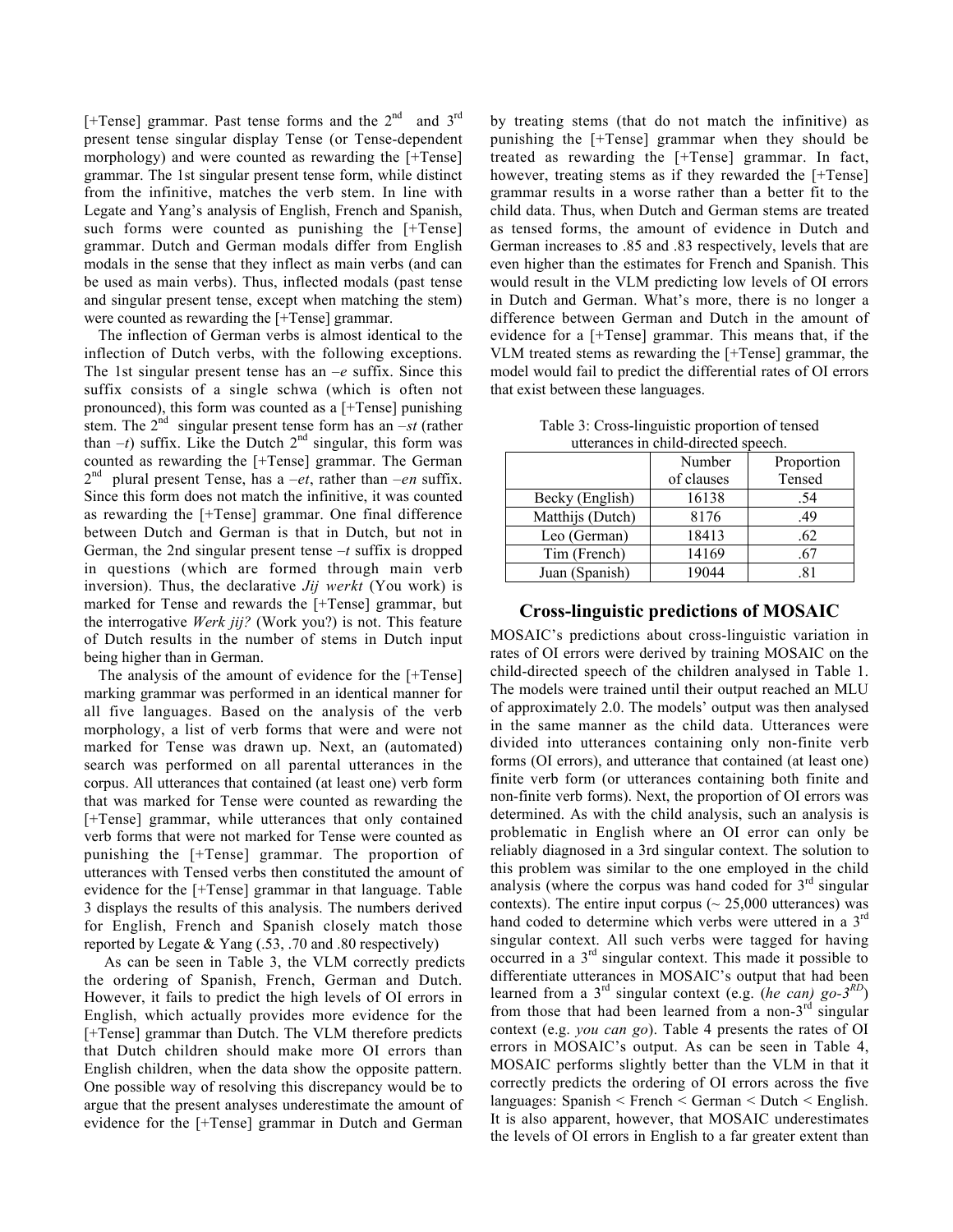[+Tense] grammar. Past tense forms and the 2nd and 3rd present tense singular display Tense (or Tense-dependent morphology) and were counted as rewarding the [+Tense] grammar. The 1st singular present tense form, while distinct from the infinitive, matches the verb stem. In line with Legate and Yang's analysis of English, French and Spanish, such forms were counted as punishing the [+Tense] grammar. Dutch and German modals differ from English modals in the sense that they inflect as main verbs (and can be used as main verbs). Thus, inflected modals (past tense and singular present tense, except when matching the stem) were counted as rewarding the [+Tense] grammar.

The inflection of German verbs is almost identical to the inflection of Dutch verbs, with the following exceptions. The 1st singular present tense has an *–e* suffix. Since this suffix consists of a single schwa (which is often not pronounced), this form was counted as a [+Tense] punishing stem. The 2nd singular present tense form has an *–st* (rather than *–t*) suffix. Like the Dutch 2nd singular, this form was counted as rewarding the [+Tense] grammar. The German 2nd plural present Tense, has a *–et*, rather than *–en* suffix. Since this form does not match the infinitive, it was counted as rewarding the [+Tense] grammar. One final difference between Dutch and German is that in Dutch, but not in German, the 2nd singular present tense *–t* suffix is dropped in questions (which are formed through main verb inversion). Thus, the declarative *Jij werkt* (You work) is marked for Tense and rewards the [+Tense] grammar, but the interrogative *Werk jij?* (Work you?) is not. This feature of Dutch results in the number of stems in Dutch input being higher than in German.

The analysis of the amount of evidence for the [+Tense] marking grammar was performed in an identical manner for all five languages. Based on the analysis of the verb morphology, a list of verb forms that were and were not marked for Tense was drawn up. Next, an (automated) search was performed on all parental utterances in the corpus. All utterances that contained (at least one) verb form that was marked for Tense were counted as rewarding the [+Tense] grammar, while utterances that only contained verb forms that were not marked for Tense were counted as punishing the [+Tense] grammar. The proportion of utterances with Tensed verbs then constituted the amount of evidence for the [+Tense] grammar in that language. Table 3 displays the results of this analysis. The numbers derived for English, French and Spanish closely match those reported by Legate & Yang (.53, .70 and .80 respectively)

As can be seen in Table 3, the VLM correctly predicts the ordering of Spanish, French, German and Dutch. However, it fails to predict the high levels of OI errors in English, which actually provides more evidence for the [+Tense] grammar than Dutch. The VLM therefore predicts that Dutch children should make more OI errors than English children, when the data show the opposite pattern. One possible way of resolving this discrepancy would be to argue that the present analyses underestimate the amount of evidence for the [+Tense] grammar in Dutch and German by treating stems (that do not match the infinitive) as punishing the [+Tense] grammar when they should be treated as rewarding the [+Tense] grammar. In fact, however, treating stems as if they rewarded the [+Tense] grammar results in a worse rather than a better fit to the child data. Thus, when Dutch and German stems are treated as tensed forms, the amount of evidence in Dutch and German increases to .85 and .83 respectively, levels that are even higher than the estimates for French and Spanish. This would result in the VLM predicting low levels of OI errors in Dutch and German. What's more, there is no longer a difference between German and Dutch in the amount of evidence for a [+Tense] grammar. This means that, if the VLM treated stems as rewarding the [+Tense] grammar, the model would fail to predict the differential rates of OI errors that exist between these languages.

Table 3: Cross-linguistic proportion of tensed utterances in child-directed speech.

| | Number of clauses | Proportion Tensed |
|---|---|---|
| Becky (English) | 16138 | .54 |
| Matthijs (Dutch) | 8176 | .49 |
| Leo (German) | 18413 | .62 |
| Tim (French) | 14169 | .67 |
| Juan (Spanish) | 19044 | .81 |

## Cross-linguistic predictions of MOSAIC

MOSAIC's predictions about cross-linguistic variation in rates of OI errors were derived by training MOSAIC on the child-directed speech of the children analysed in Table 1. The models were trained until their output reached an MLU of approximately 2.0. The models' output was then analysed in the same manner as the child data. Utterances were divided into utterances containing only non-finite verb forms (OI errors), and utterance that contained (at least one) finite verb form (or utterances containing both finite and non-finite verb forms). Next, the proportion of OI errors was determined. As with the child analysis, such an analysis is problematic in English where an OI error can only be reliably diagnosed in a 3rd singular context. The solution to this problem was similar to the one employed in the child analysis (where the corpus was hand coded for 3rd singular contexts). The entire input corpus (~ 25,000 utterances) was hand coded to determine which verbs were uttered in a 3rd singular context. All such verbs were tagged for having occurred in a 3rd singular context. This made it possible to differentiate utterances in MOSAIC's output that had been learned from a 3rd singular context (e.g. *(he can) go-3RD*) from those that had been learned from a non-3rd singular context (e.g. *you can go*). Table 4 presents the rates of OI errors in MOSAIC's output. As can be seen in Table 4, MOSAIC performs slightly better than the VLM in that it correctly predicts the ordering of OI errors across the five languages: Spanish < French < German < Dutch < English. It is also apparent, however, that MOSAIC underestimates the levels of OI errors in English to a far greater extent than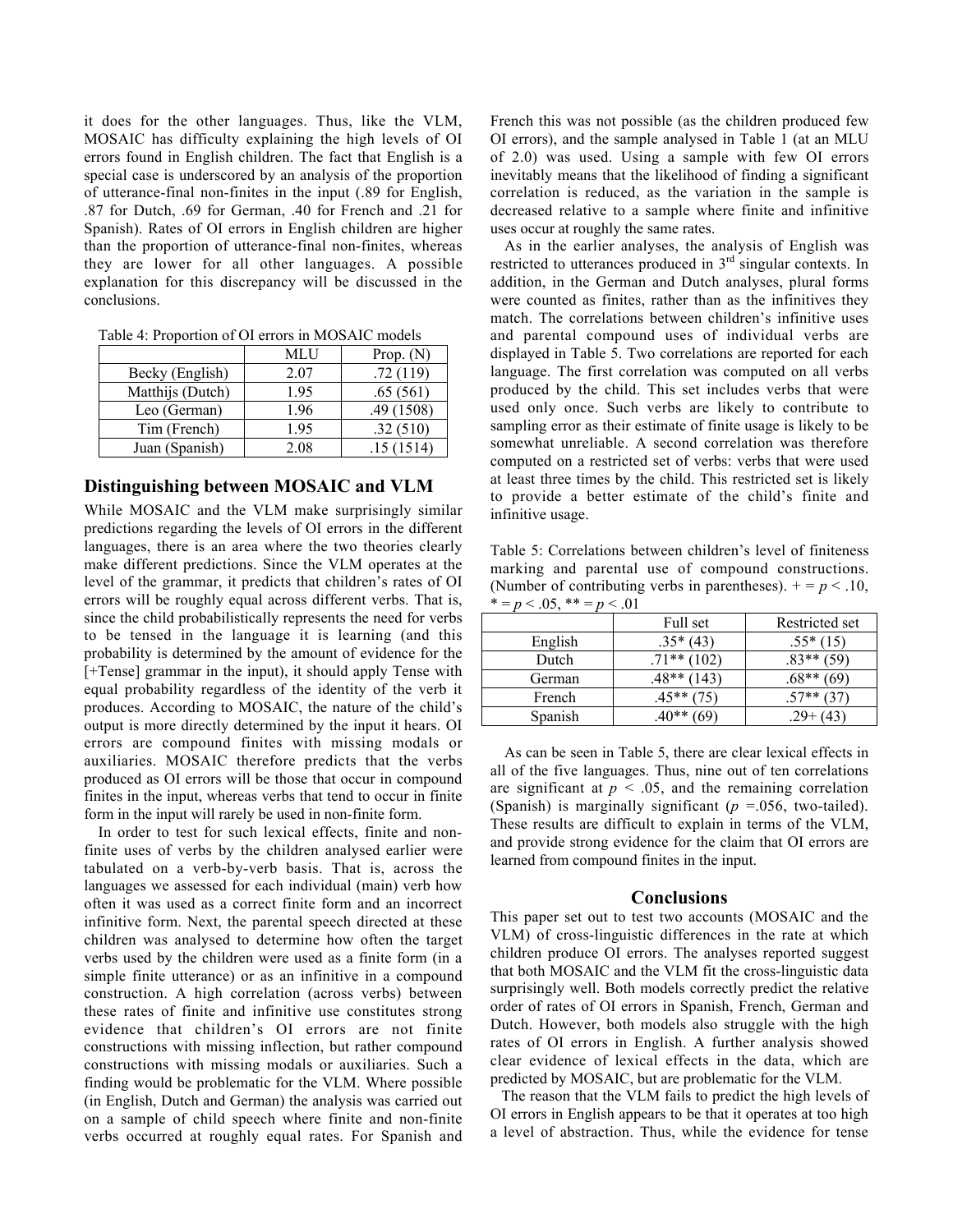it does for the other languages. Thus, like the VLM, MOSAIC has difficulty explaining the high levels of OI errors found in English children. The fact that English is a special case is underscored by an analysis of the proportion of utterance-final non-finites in the input (.89 for English, .87 for Dutch, .69 for German, .40 for French and .21 for Spanish). Rates of OI errors in English children are higher than the proportion of utterance-final non-finites, whereas they are lower for all other languages. A possible explanation for this discrepancy will be discussed in the conclusions.

Table 4: Proportion of OI errors in MOSAIC models

| | MLU | Prop. (N) |
|---|---|---|
| Becky (English) | 2.07 | .72 (119) |
| Matthijs (Dutch) | 1.95 | .65 (561) |
| Leo (German) | 1.96 | .49 (1508) |
| Tim (French) | 1.95 | .32 (510) |
| Juan (Spanish) | 2.08 | .15 (1514) |

## Distinguishing between MOSAIC and VLM

While MOSAIC and the VLM make surprisingly similar predictions regarding the levels of OI errors in the different languages, there is an area where the two theories clearly make different predictions. Since the VLM operates at the level of the grammar, it predicts that children's rates of OI errors will be roughly equal across different verbs. That is, since the child probabilistically represents the need for verbs to be tensed in the language it is learning (and this probability is determined by the amount of evidence for the [+Tense] grammar in the input), it should apply Tense with equal probability regardless of the identity of the verb it produces. According to MOSAIC, the nature of the child's output is more directly determined by the input it hears. OI errors are compound finites with missing modals or auxiliaries. MOSAIC therefore predicts that the verbs produced as OI errors will be those that occur in compound finites in the input, whereas verbs that tend to occur in finite form in the input will rarely be used in non-finite form.

In order to test for such lexical effects, finite and non-finite uses of verbs by the children analysed earlier were tabulated on a verb-by-verb basis. That is, across the languages we assessed for each individual (main) verb how often it was used as a correct finite form and an incorrect infinitive form. Next, the parental speech directed at these children was analysed to determine how often the target verbs used by the children were used as a finite form (in a simple finite utterance) or as an infinitive in a compound construction. A high correlation (across verbs) between these rates of finite and infinitive use constitutes strong evidence that children's OI errors are not finite constructions with missing inflection, but rather compound constructions with missing modals or auxiliaries. Such a finding would be problematic for the VLM. Where possible (in English, Dutch and German) the analysis was carried out on a sample of child speech where finite and non-finite verbs occurred at roughly equal rates. For Spanish and French this was not possible (as the children produced few OI errors), and the sample analysed in Table 1 (at an MLU of 2.0) was used. Using a sample with few OI errors inevitably means that the likelihood of finding a significant correlation is reduced, as the variation in the sample is decreased relative to a sample where finite and infinitive uses occur at roughly the same rates.

As in the earlier analyses, the analysis of English was restricted to utterances produced in 3rd singular contexts. In addition, in the German and Dutch analyses, plural forms were counted as finites, rather than as the infinitives they match. The correlations between children's infinitive uses and parental compound uses of individual verbs are displayed in Table 5. Two correlations are reported for each language. The first correlation was computed on all verbs produced by the child. This set includes verbs that were used only once. Such verbs are likely to contribute to sampling error as their estimate of finite usage is likely to be somewhat unreliable. A second correlation was therefore computed on a restricted set of verbs: verbs that were used at least three times by the child. This restricted set is likely to provide a better estimate of the child's finite and infinitive usage.

Table 5: Correlations between children's level of finiteness marking and parental use of compound constructions. (Number of contributing verbs in parentheses). + = $p < .10$, * = $p < .05$, ** = $p < .01$

| | Full set | Restricted set |
|---|---|---|
| English | .35* (43) | .55* (15) |
| Dutch | .71** (102) | .83** (59) |
| German | .48** (143) | .68** (69) |
| French | .45** (75) | .57** (37) |
| Spanish | .40** (69) | .29+ (43) |

As can be seen in Table 5, there are clear lexical effects in all of the five languages. Thus, nine out of ten correlations are significant at $p < .05$, and the remaining correlation (Spanish) is marginally significant ($p = .056$, two-tailed). These results are difficult to explain in terms of the VLM, and provide strong evidence for the claim that OI errors are learned from compound finites in the input.

## Conclusions

This paper set out to test two accounts (MOSAIC and the VLM) of cross-linguistic differences in the rate at which children produce OI errors. The analyses reported suggest that both MOSAIC and the VLM fit the cross-linguistic data surprisingly well. Both models correctly predict the relative order of rates of OI errors in Spanish, French, German and Dutch. However, both models also struggle with the high rates of OI errors in English. A further analysis showed clear evidence of lexical effects in the data, which are predicted by MOSAIC, but are problematic for the VLM.

The reason that the VLM fails to predict the high levels of OI errors in English appears to be that it operates at too high a level of abstraction. Thus, while the evidence for tense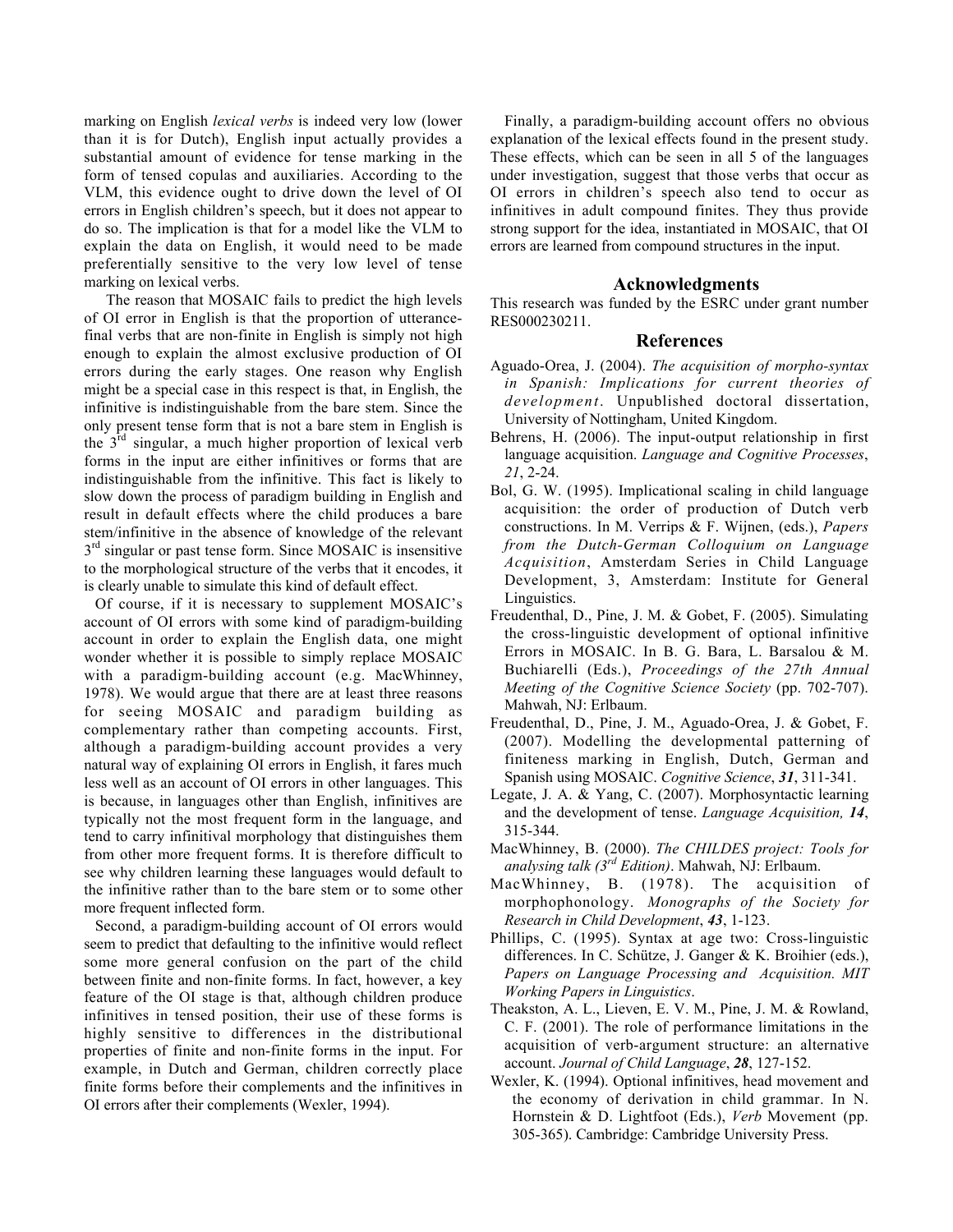marking on English *lexical verbs* is indeed very low (lower than it is for Dutch), English input actually provides a substantial amount of evidence for tense marking in the form of tensed copulas and auxiliaries. According to the VLM, this evidence ought to drive down the level of OI errors in English children's speech, but it does not appear to do so. The implication is that for a model like the VLM to explain the data on English, it would need to be made preferentially sensitive to the very low level of tense marking on lexical verbs.

The reason that MOSAIC fails to predict the high levels of OI error in English is that the proportion of utterance-final verbs that are non-finite in English is simply not high enough to explain the almost exclusive production of OI errors during the early stages. One reason why English might be a special case in this respect is that, in English, the infinitive is indistinguishable from the bare stem. Since the only present tense form that is not a bare stem in English is the 3rd singular, a much higher proportion of lexical verb forms in the input are either infinitives or forms that are indistinguishable from the infinitive. This fact is likely to slow down the process of paradigm building in English and result in default effects where the child produces a bare stem/infinitive in the absence of knowledge of the relevant 3rd singular or past tense form. Since MOSAIC is insensitive to the morphological structure of the verbs that it encodes, it is clearly unable to simulate this kind of default effect.

Of course, if it is necessary to supplement MOSAIC's account of OI errors with some kind of paradigm-building account in order to explain the English data, one might wonder whether it is possible to simply replace MOSAIC with a paradigm-building account (e.g. MacWhinney, 1978). We would argue that there are at least three reasons for seeing MOSAIC and paradigm building as complementary rather than competing accounts. First, although a paradigm-building account provides a very natural way of explaining OI errors in English, it fares much less well as an account of OI errors in other languages. This is because, in languages other than English, infinitives are typically not the most frequent form in the language, and tend to carry infinitival morphology that distinguishes them from other more frequent forms. It is therefore difficult to see why children learning these languages would default to the infinitive rather than to the bare stem or to some other more frequent inflected form.

Second, a paradigm-building account of OI errors would seem to predict that defaulting to the infinitive would reflect some more general confusion on the part of the child between finite and non-finite forms. In fact, however, a key feature of the OI stage is that, although children produce infinitives in tensed position, their use of these forms is highly sensitive to differences in the distributional properties of finite and non-finite forms in the input. For example, in Dutch and German, children correctly place finite forms before their complements and the infinitives in OI errors after their complements (Wexler, 1994).

Finally, a paradigm-building account offers no obvious explanation of the lexical effects found in the present study. These effects, which can be seen in all 5 of the languages under investigation, suggest that those verbs that occur as OI errors in children's speech also tend to occur as infinitives in adult compound finites. They thus provide strong support for the idea, instantiated in MOSAIC, that OI errors are learned from compound structures in the input.

## Acknowledgments

This research was funded by the ESRC under grant number RES000230211.

## References

Aguado-Orea, J. (2004). *The acquisition of morpho-syntax in Spanish: Implications for current theories of development*. Unpublished doctoral dissertation, University of Nottingham, United Kingdom.

Behrens, H. (2006). The input-output relationship in first language acquisition. *Language and Cognitive Processes*, *21*, 2-24.

Bol, G. W. (1995). Implicational scaling in child language acquisition: the order of production of Dutch verb constructions. In M. Verrips & F. Wijnen, (eds.), *Papers from the Dutch-German Colloquium on Language Acquisition*, Amsterdam Series in Child Language Development, 3, Amsterdam: Institute for General Linguistics.

Freudenthal, D., Pine, J. M. & Gobet, F. (2005). Simulating the cross-linguistic development of optional infinitive Errors in MOSAIC. In B. G. Bara, L. Barsalou & M. Buchiarelli (Eds.), *Proceedings of the 27th Annual Meeting of the Cognitive Science Society* (pp. 702-707). Mahwah, NJ: Erlbaum.

Freudenthal, D., Pine, J. M., Aguado-Orea, J. & Gobet, F. (2007). Modelling the developmental patterning of finiteness marking in English, Dutch, German and Spanish using MOSAIC. *Cognitive Science*, ***31***, 311-341.

Legate, J. A. & Yang, C. (2007). Morphosyntactic learning and the development of tense. *Language Acquisition,* ***14***, 315-344.

MacWhinney, B. (2000). *The CHILDES project: Tools for analysing talk (3rd Edition)*. Mahwah, NJ: Erlbaum.

MacWhinney, B. (1978). The acquisition of morphophonology. *Monographs of the Society for Research in Child Development*, ***43***, 1-123.

Phillips, C. (1995). Syntax at age two: Cross-linguistic differences. In C. Schütze, J. Ganger & K. Broihier (eds.), *Papers on Language Processing and Acquisition. MIT Working Papers in Linguistics*.

Theakston, A. L., Lieven, E. V. M., Pine, J. M. & Rowland, C. F. (2001). The role of performance limitations in the acquisition of verb-argument structure: an alternative account. *Journal of Child Language*, ***28***, 127-152.

Wexler, K. (1994). Optional infinitives, head movement and the economy of derivation in child grammar. In N. Hornstein & D. Lightfoot (Eds.), *Verb* Movement (pp. 305-365). Cambridge: Cambridge University Press.